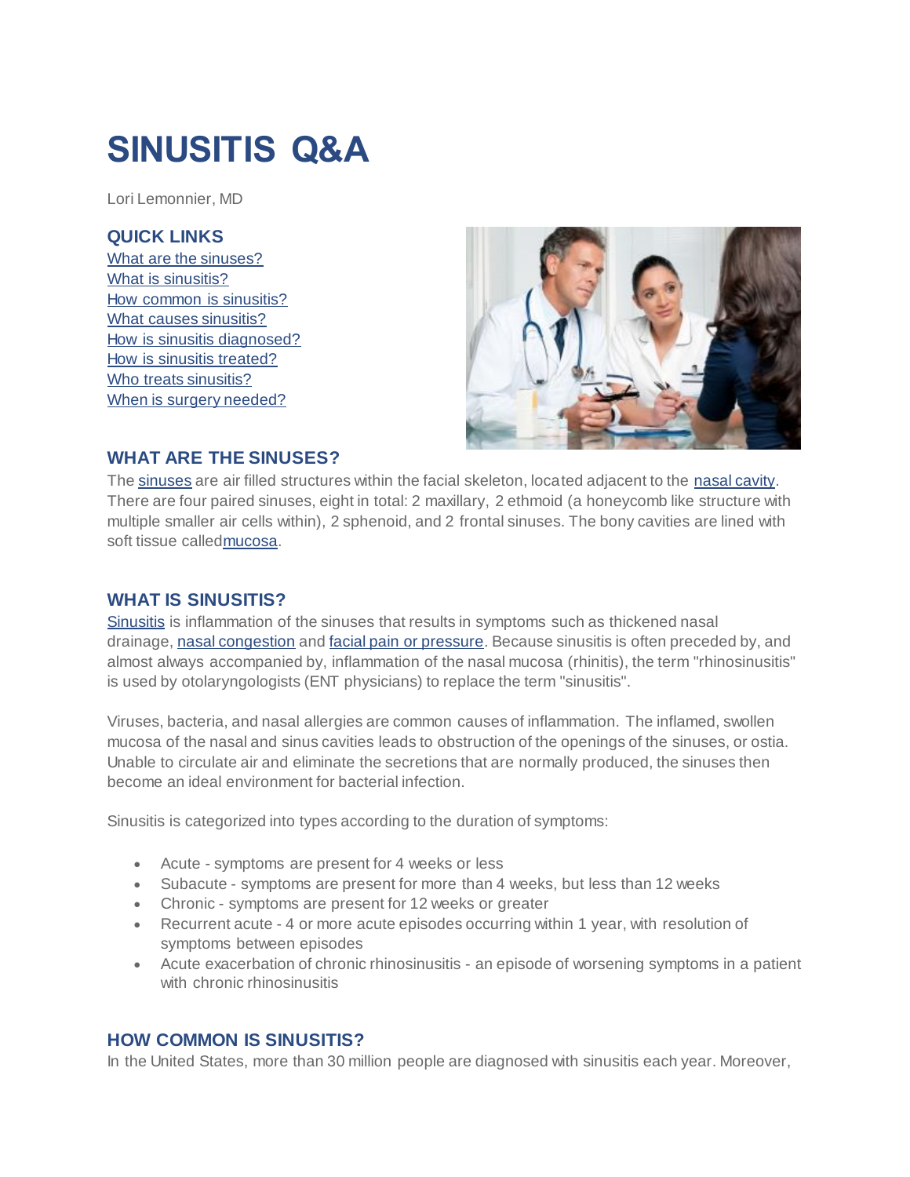# SINUSITIS Q&A

Lori Lemonnier, MD

### QUICK LINKS

- What are the sinuses?
- What is sinusitis?
- How common is sinusitis?
- What causes sinusitis?
- How is sinusitis diagnosed?
- How is sinusitis treated?
- Who treats sinusitis?
- When is surgery needed?

## WHAT ARE THE SINUSES?

The sinuses are air filled structures within the facial skeleton, located adjacent to the nasal cavity. There are four paired sinuses, eight in total: 2 maxillary, 2 ethmoid (a honeycomb like structure with multiple smaller air cells within), 2 sphenoid, and 2 frontal sinuses. The bony cavities are lined with soft tissue calledmucosa.

## WHAT IS SINUSITIS?

Sinusitis is inflammation of the sinuses that results in symptoms such as thickened nasal drainage, nasal congestion and facial pain or pressure. Because sinusitis is often preceded by, and almost always accompanied by, inflammation of the nasal mucosa (rhinitis), the term "rhinosinusitis" is used by otolaryngologists (ENT physicians) to replace the term "sinusitis".

Viruses, bacteria, and nasal allergies are common causes of inflammation. The inflamed, swollen mucosa of the nasal and sinus cavities leads to obstruction of the openings of the sinuses, or ostia. Unable to circulate air and eliminate the secretions that are normally produced, the sinuses then become an ideal environment for bacterial infection.

Sinusitis is categorized into types according to the duration of symptoms:

- Acute - symptoms are present for 4 weeks or less
- Subacute - symptoms are present for more than 4 weeks, but less than 12 weeks
- Chronic - symptoms are present for 12 weeks or greater
- Recurrent acute - 4 or more acute episodes occurring within 1 year, with resolution of symptoms between episodes
- Acute exacerbation of chronic rhinosinusitis - an episode of worsening symptoms in a patient with chronic rhinosinusitis

## HOW COMMON IS SINUSITIS?

In the United States, more than 30 million people are diagnosed with sinusitis each year. Moreover,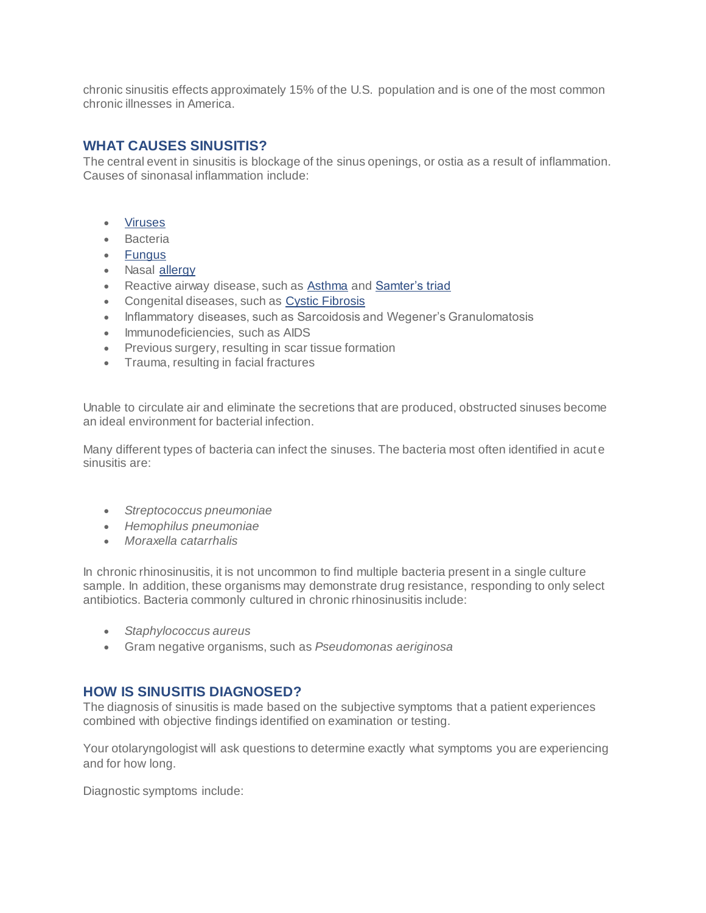chronic sinusitis effects approximately 15% of the U.S. population and is one of the most common chronic illnesses in America.

## WHAT CAUSES SINUSITIS?

The central event in sinusitis is blockage of the sinus openings, or ostia as a result of inflammation. Causes of sinonasal inflammation include:

- Viruses
- Bacteria
- Fungus
- Nasal allergy
- Reactive airway disease, such as Asthma and Samter's triad
- Congenital diseases, such as Cystic Fibrosis
- Inflammatory diseases, such as Sarcoidosis and Wegener's Granulomatosis
- Immunodeficiencies, such as AIDS
- Previous surgery, resulting in scar tissue formation
- Trauma, resulting in facial fractures

Unable to circulate air and eliminate the secretions that are produced, obstructed sinuses become an ideal environment for bacterial infection.

Many different types of bacteria can infect the sinuses. The bacteria most often identified in acute sinusitis are:

- *Streptococcus pneumoniae*
- *Hemophilus pneumoniae*
- *Moraxella catarrhalis*

In chronic rhinosinusitis, it is not uncommon to find multiple bacteria present in a single culture sample. In addition, these organisms may demonstrate drug resistance, responding to only select antibiotics. Bacteria commonly cultured in chronic rhinosinusitis include:

- *Staphylococcus aureus*
- Gram negative organisms, such as *Pseudomonas aeriginosa*

## HOW IS SINUSITIS DIAGNOSED?

The diagnosis of sinusitis is made based on the subjective symptoms that a patient experiences combined with objective findings identified on examination or testing.

Your otolaryngologist will ask questions to determine exactly what symptoms you are experiencing and for how long.

Diagnostic symptoms include: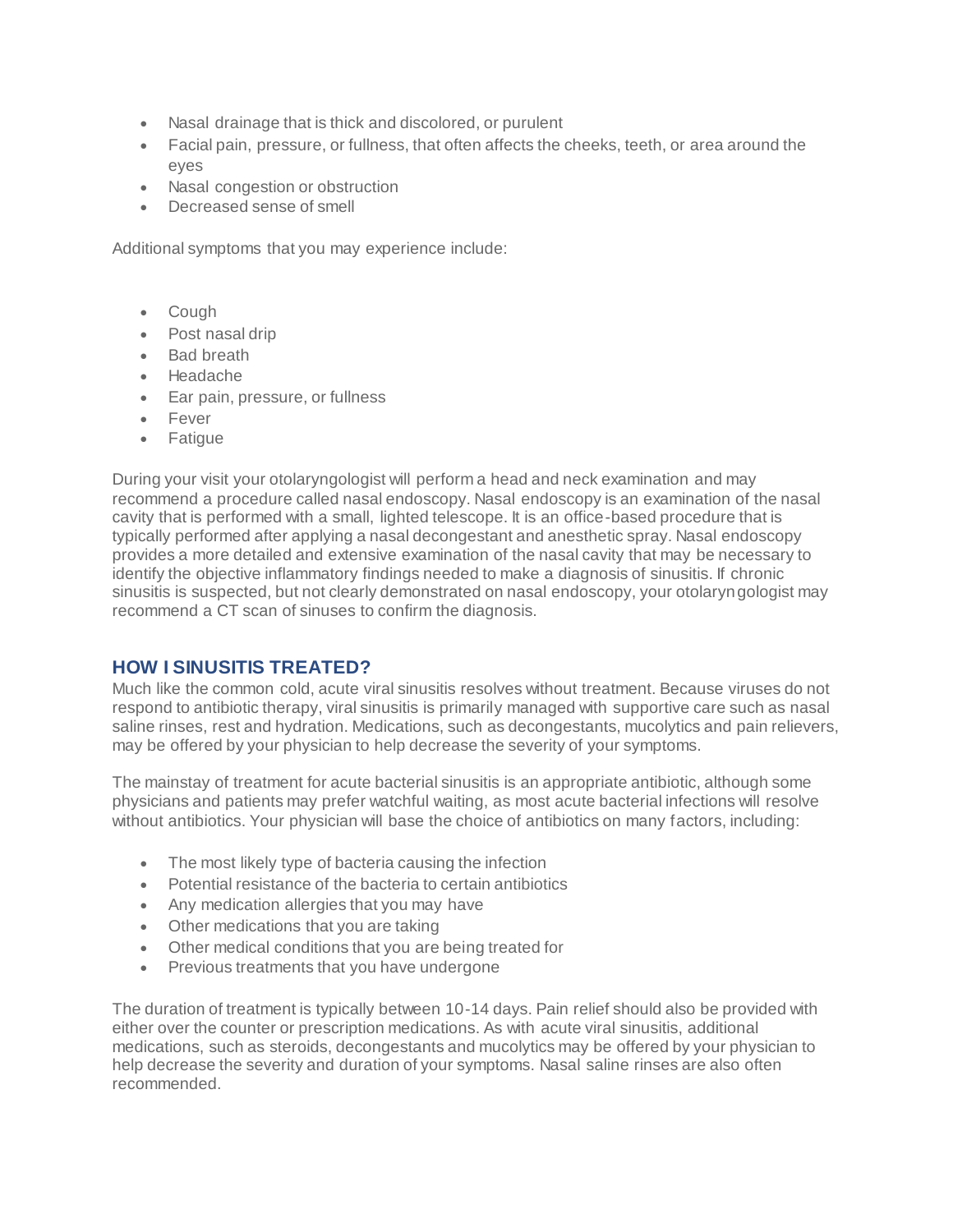- Nasal drainage that is thick and discolored, or purulent
- Facial pain, pressure, or fullness, that often affects the cheeks, teeth, or area around the eyes
- Nasal congestion or obstruction
- Decreased sense of smell

Additional symptoms that you may experience include:

- Cough
- Post nasal drip
- Bad breath
- Headache
- Ear pain, pressure, or fullness
- Fever
- Fatigue

During your visit your otolaryngologist will perform a head and neck examination and may recommend a procedure called nasal endoscopy. Nasal endoscopy is an examination of the nasal cavity that is performed with a small, lighted telescope. It is an office-based procedure that is typically performed after applying a nasal decongestant and anesthetic spray. Nasal endoscopy provides a more detailed and extensive examination of the nasal cavity that may be necessary to identify the objective inflammatory findings needed to make a diagnosis of sinusitis. If chronic sinusitis is suspected, but not clearly demonstrated on nasal endoscopy, your otolaryngologist may recommend a CT scan of sinuses to confirm the diagnosis.

## HOW I SINUSITIS TREATED?

Much like the common cold, acute viral sinusitis resolves without treatment. Because viruses do not respond to antibiotic therapy, viral sinusitis is primarily managed with supportive care such as nasal saline rinses, rest and hydration. Medications, such as decongestants, mucolytics and pain relievers, may be offered by your physician to help decrease the severity of your symptoms.

The mainstay of treatment for acute bacterial sinusitis is an appropriate antibiotic, although some physicians and patients may prefer watchful waiting, as most acute bacterial infections will resolve without antibiotics. Your physician will base the choice of antibiotics on many factors, including:

- The most likely type of bacteria causing the infection
- Potential resistance of the bacteria to certain antibiotics
- Any medication allergies that you may have
- Other medications that you are taking
- Other medical conditions that you are being treated for
- Previous treatments that you have undergone

The duration of treatment is typically between 10-14 days. Pain relief should also be provided with either over the counter or prescription medications. As with acute viral sinusitis, additional medications, such as steroids, decongestants and mucolytics may be offered by your physician to help decrease the severity and duration of your symptoms. Nasal saline rinses are also often recommended.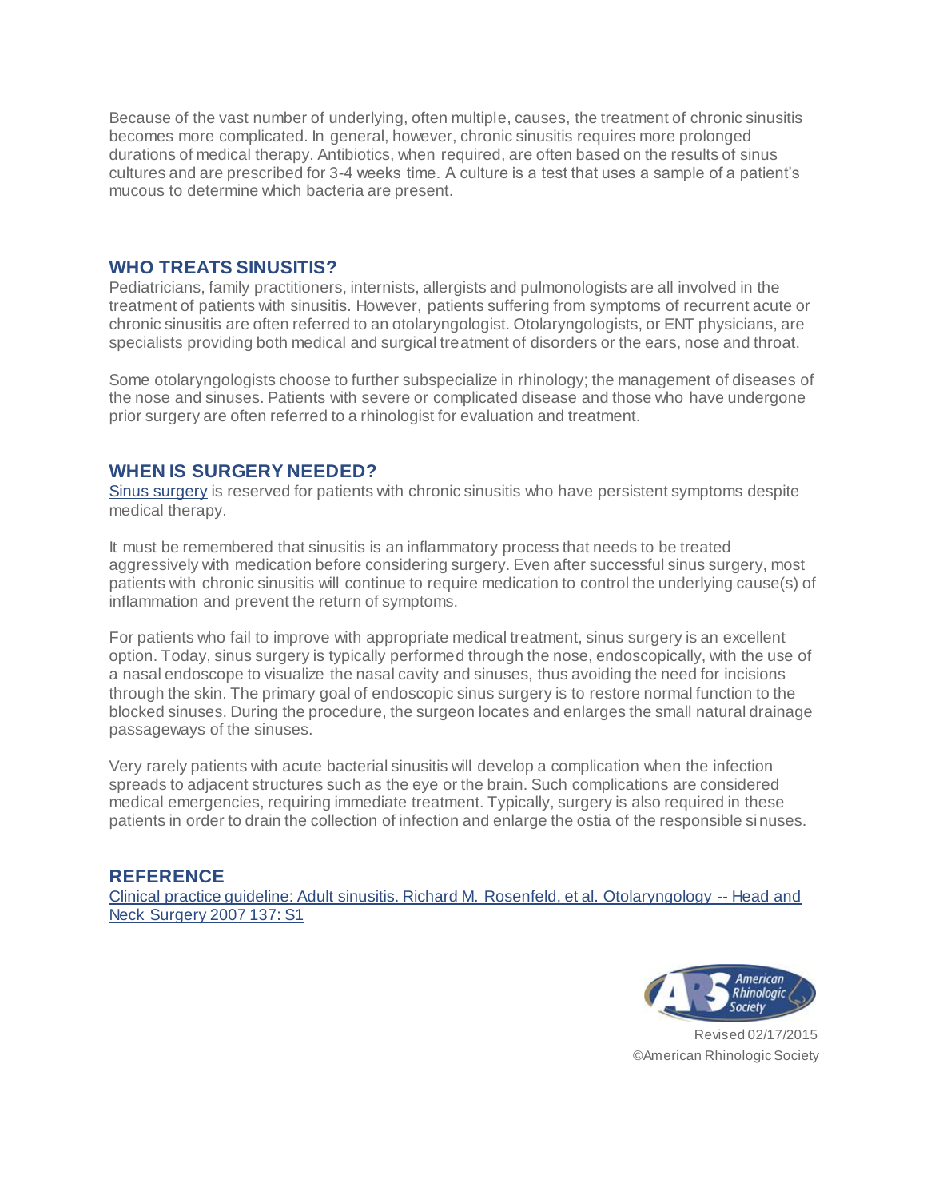Because of the vast number of underlying, often multiple, causes, the treatment of chronic sinusitis becomes more complicated. In general, however, chronic sinusitis requires more prolonged durations of medical therapy. Antibiotics, when required, are often based on the results of sinus cultures and are prescribed for 3-4 weeks time. A culture is a test that uses a sample of a patient's mucous to determine which bacteria are present.

## WHO TREATS SINUSITIS?

Pediatricians, family practitioners, internists, allergists and pulmonologists are all involved in the treatment of patients with sinusitis. However, patients suffering from symptoms of recurrent acute or chronic sinusitis are often referred to an otolaryngologist. Otolaryngologists, or ENT physicians, are specialists providing both medical and surgical treatment of disorders or the ears, nose and throat.

Some otolaryngologists choose to further subspecialize in rhinology; the management of diseases of the nose and sinuses. Patients with severe or complicated disease and those who have undergone prior surgery are often referred to a rhinologist for evaluation and treatment.

## WHEN IS SURGERY NEEDED?

Sinus surgery is reserved for patients with chronic sinusitis who have persistent symptoms despite medical therapy.

It must be remembered that sinusitis is an inflammatory process that needs to be treated aggressively with medication before considering surgery. Even after successful sinus surgery, most patients with chronic sinusitis will continue to require medication to control the underlying cause(s) of inflammation and prevent the return of symptoms.

For patients who fail to improve with appropriate medical treatment, sinus surgery is an excellent option. Today, sinus surgery is typically performed through the nose, endoscopically, with the use of a nasal endoscope to visualize the nasal cavity and sinuses, thus avoiding the need for incisions through the skin. The primary goal of endoscopic sinus surgery is to restore normal function to the blocked sinuses. During the procedure, the surgeon locates and enlarges the small natural drainage passageways of the sinuses.

Very rarely patients with acute bacterial sinusitis will develop a complication when the infection spreads to adjacent structures such as the eye or the brain. Such complications are considered medical emergencies, requiring immediate treatment. Typically, surgery is also required in these patients in order to drain the collection of infection and enlarge the ostia of the responsible sinuses.

## REFERENCE

Clinical practice guideline: Adult sinusitis. Richard M. Rosenfeld, et al. Otolaryngology -- Head and Neck Surgery 2007 137: S1

American Rhinologic Society

Revised 02/17/2015

©American Rhinologic Society